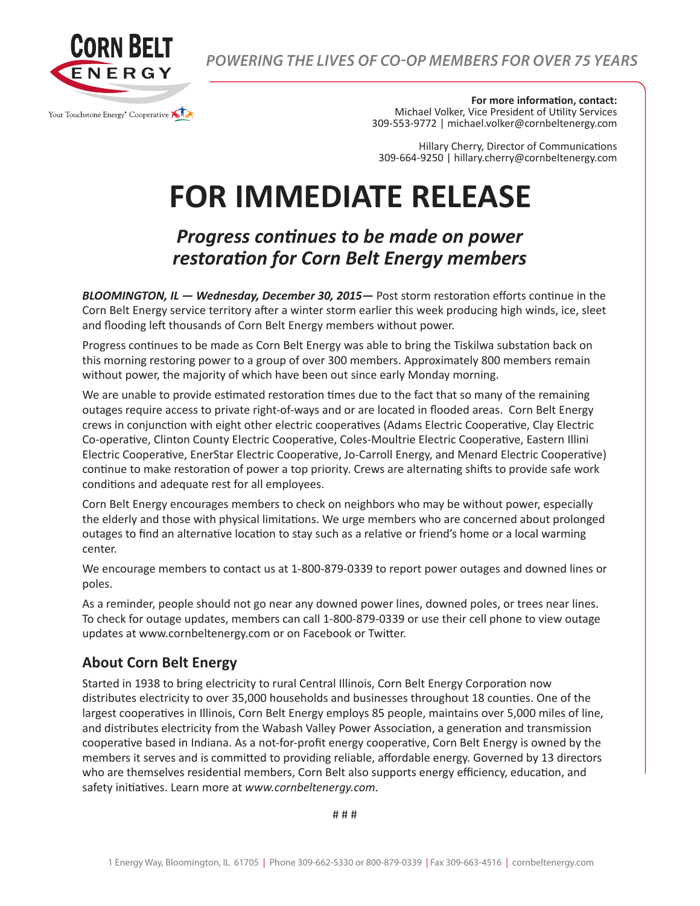CORN BELT ENERGY

Your Touchstone Energy® Cooperative

*POWERING THE LIVES OF CO-OP MEMBERS FOR OVER 75 YEARS*

**For more information, contact:**
Michael Volker, Vice President of Utility Services
309-553-9772 | michael.volker@cornbeltenergy.com

Hillary Cherry, Director of Communications
309-664-9250 | hillary.cherry@cornbeltenergy.com

# FOR IMMEDIATE RELEASE

## *Progress continues to be made on power restoration for Corn Belt Energy members*

***BLOOMINGTON, IL — Wednesday, December 30, 2015—*** Post storm restoration efforts continue in the Corn Belt Energy service territory after a winter storm earlier this week producing high winds, ice, sleet and flooding left thousands of Corn Belt Energy members without power.

Progress continues to be made as Corn Belt Energy was able to bring the Tiskilwa substation back on this morning restoring power to a group of over 300 members. Approximately 800 members remain without power, the majority of which have been out since early Monday morning.

We are unable to provide estimated restoration times due to the fact that so many of the remaining outages require access to private right-of-ways and or are located in flooded areas. Corn Belt Energy crews in conjunction with eight other electric cooperatives (Adams Electric Cooperative, Clay Electric Co-operative, Clinton County Electric Cooperative, Coles-Moultrie Electric Cooperative, Eastern Illini Electric Cooperative, EnerStar Electric Cooperative, Jo-Carroll Energy, and Menard Electric Cooperative) continue to make restoration of power a top priority. Crews are alternating shifts to provide safe work conditions and adequate rest for all employees.

Corn Belt Energy encourages members to check on neighbors who may be without power, especially the elderly and those with physical limitations. We urge members who are concerned about prolonged outages to find an alternative location to stay such as a relative or friend's home or a local warming center.

We encourage members to contact us at 1-800-879-0339 to report power outages and downed lines or poles.

As a reminder, people should not go near any downed power lines, downed poles, or trees near lines. To check for outage updates, members can call 1-800-879-0339 or use their cell phone to view outage updates at www.cornbeltenergy.com or on Facebook or Twitter.

## About Corn Belt Energy

Started in 1938 to bring electricity to rural Central Illinois, Corn Belt Energy Corporation now distributes electricity to over 35,000 households and businesses throughout 18 counties. One of the largest cooperatives in Illinois, Corn Belt Energy employs 85 people, maintains over 5,000 miles of line, and distributes electricity from the Wabash Valley Power Association, a generation and transmission cooperative based in Indiana. As a not-for-profit energy cooperative, Corn Belt Energy is owned by the members it serves and is committed to providing reliable, affordable energy. Governed by 13 directors who are themselves residential members, Corn Belt also supports energy efficiency, education, and safety initiatives. Learn more at *www.cornbeltenergy.com*.

# # #

1 Energy Way, Bloomington, IL 61705 | Phone 309-662-5330 or 800-879-0339 | Fax 309-663-4516 | cornbeltenergy.com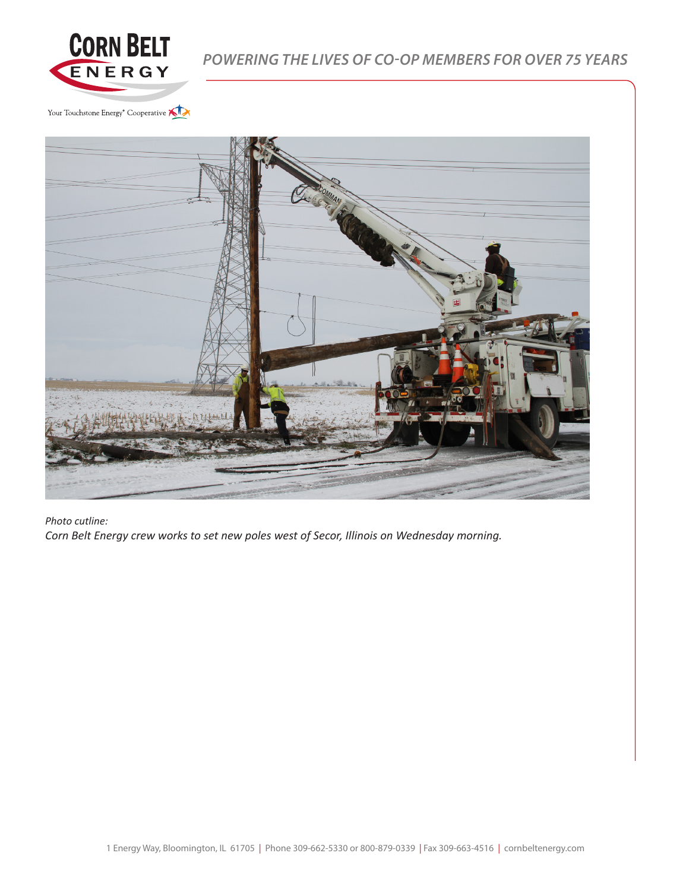*Photo cutline:*
*Corn Belt Energy crew works to set new poles west of Secor, Illinois on Wednesday morning.*